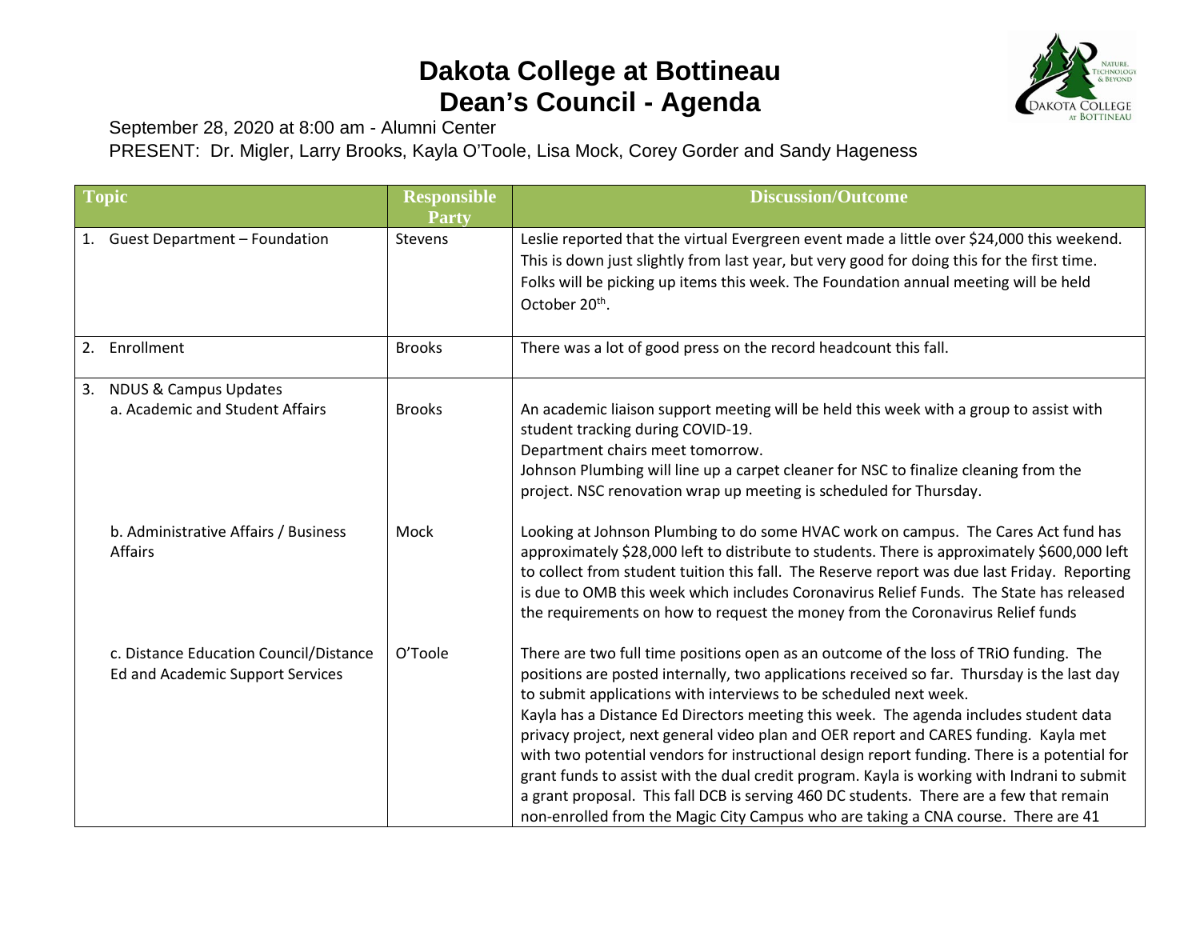# Dakota College at Bottineau
# Dean's Council - Agenda

September 28, 2020 at 8:00 am - Alumni Center

PRESENT: Dr. Migler, Larry Brooks, Kayla O'Toole, Lisa Mock, Corey Gorder and Sandy Hageness

| Topic | Responsible Party | Discussion/Outcome |
|---|---|---|
| 1. Guest Department – Foundation | Stevens | Leslie reported that the virtual Evergreen event made a little over $24,000 this weekend. This is down just slightly from last year, but very good for doing this for the first time. Folks will be picking up items this week. The Foundation annual meeting will be held October 20th. |
| 2. Enrollment | Brooks | There was a lot of good press on the record headcount this fall. |
| 3. NDUS & Campus Updates<br>a. Academic and Student Affairs | Brooks | An academic liaison support meeting will be held this week with a group to assist with student tracking during COVID-19.<br>Department chairs meet tomorrow.<br>Johnson Plumbing will line up a carpet cleaner for NSC to finalize cleaning from the project. NSC renovation wrap up meeting is scheduled for Thursday. |
| b. Administrative Affairs / Business Affairs | Mock | Looking at Johnson Plumbing to do some HVAC work on campus. The Cares Act fund has approximately $28,000 left to distribute to students. There is approximately $600,000 left to collect from student tuition this fall. The Reserve report was due last Friday. Reporting is due to OMB this week which includes Coronavirus Relief Funds. The State has released the requirements on how to request the money from the Coronavirus Relief funds |
| c. Distance Education Council/Distance Ed and Academic Support Services | O'Toole | There are two full time positions open as an outcome of the loss of TRiO funding. The positions are posted internally, two applications received so far. Thursday is the last day to submit applications with interviews to be scheduled next week.<br>Kayla has a Distance Ed Directors meeting this week. The agenda includes student data privacy project, next general video plan and OER report and CARES funding. Kayla met with two potential vendors for instructional design report funding. There is a potential for grant funds to assist with the dual credit program. Kayla is working with Indrani to submit a grant proposal. This fall DCB is serving 460 DC students. There are a few that remain non-enrolled from the Magic City Campus who are taking a CNA course. There are 41 |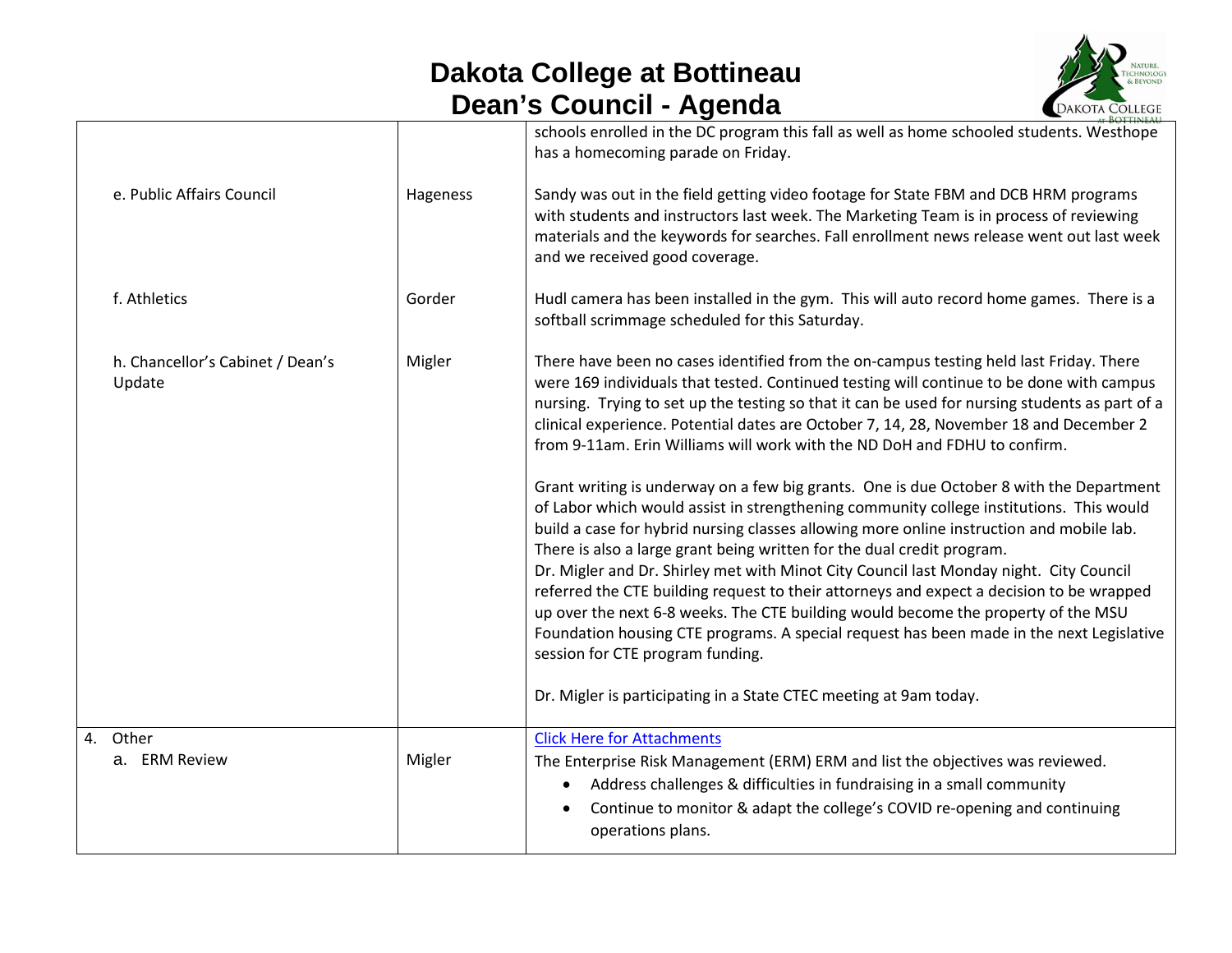# Dakota College at Bottineau
# Dean's Council - Agenda

| | | |
|---|---|---|
| | | schools enrolled in the DC program this fall as well as home schooled students. Westhope has a homecoming parade on Friday. |
| e. Public Affairs Council | Hageness | Sandy was out in the field getting video footage for State FBM and DCB HRM programs with students and instructors last week. The Marketing Team is in process of reviewing materials and the keywords for searches. Fall enrollment news release went out last week and we received good coverage. |
| f. Athletics | Gorder | Hudl camera has been installed in the gym. This will auto record home games. There is a softball scrimmage scheduled for this Saturday. |
| h. Chancellor's Cabinet / Dean's Update | Migler | There have been no cases identified from the on-campus testing held last Friday. There were 169 individuals that tested. Continued testing will continue to be done with campus nursing. Trying to set up the testing so that it can be used for nursing students as part of a clinical experience. Potential dates are October 7, 14, 28, November 18 and December 2 from 9-11am. Erin Williams will work with the ND DoH and FDHU to confirm.<br><br>Grant writing is underway on a few big grants. One is due October 8 with the Department of Labor which would assist in strengthening community college institutions. This would build a case for hybrid nursing classes allowing more online instruction and mobile lab. There is also a large grant being written for the dual credit program.<br>Dr. Migler and Dr. Shirley met with Minot City Council last Monday night. City Council referred the CTE building request to their attorneys and expect a decision to be wrapped up over the next 6-8 weeks. The CTE building would become the property of the MSU Foundation housing CTE programs. A special request has been made in the next Legislative session for CTE program funding.<br><br>Dr. Migler is participating in a State CTEC meeting at 9am today. |
| 4. Other<br>a. ERM Review | Migler | Click Here for Attachments<br>The Enterprise Risk Management (ERM) ERM and list the objectives was reviewed.<br>• Address challenges & difficulties in fundraising in a small community<br>• Continue to monitor & adapt the college's COVID re-opening and continuing operations plans. |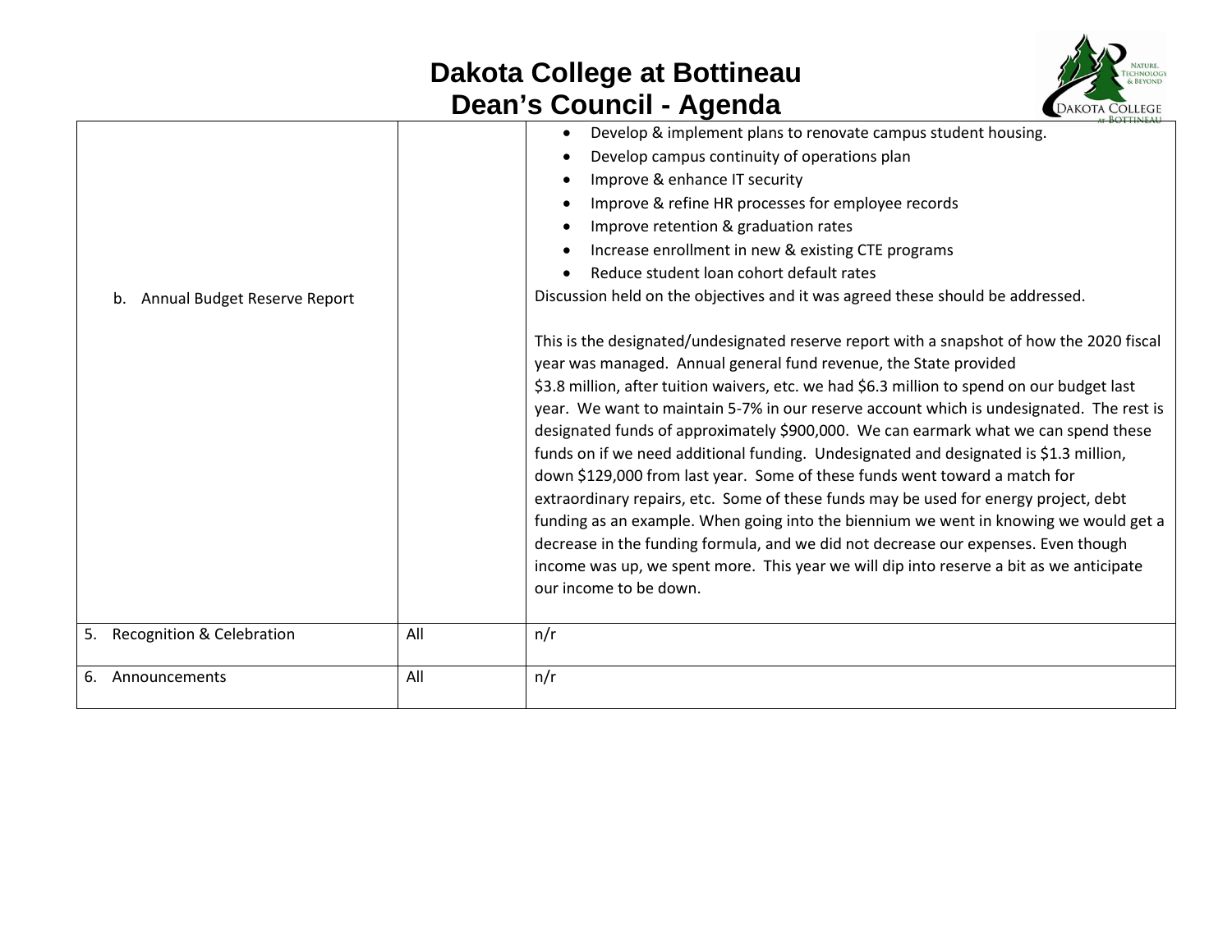# Dakota College at Bottineau
# Dean's Council - Agenda

| | | |
|---|---|---|
| b. Annual Budget Reserve Report | | • Develop & implement plans to renovate campus student housing.<br>• Develop campus continuity of operations plan<br>• Improve & enhance IT security<br>• Improve & refine HR processes for employee records<br>• Improve retention & graduation rates<br>• Increase enrollment in new & existing CTE programs<br>• Reduce student loan cohort default rates<br>Discussion held on the objectives and it was agreed these should be addressed.<br><br>This is the designated/undesignated reserve report with a snapshot of how the 2020 fiscal year was managed. Annual general fund revenue, the State provided $3.8 million, after tuition waivers, etc. we had $6.3 million to spend on our budget last year. We want to maintain 5-7% in our reserve account which is undesignated. The rest is designated funds of approximately $900,000. We can earmark what we can spend these funds on if we need additional funding. Undesignated and designated is $1.3 million, down $129,000 from last year. Some of these funds went toward a match for extraordinary repairs, etc. Some of these funds may be used for energy project, debt funding as an example. When going into the biennium we went in knowing we would get a decrease in the funding formula, and we did not decrease our expenses. Even though income was up, we spent more. This year we will dip into reserve a bit as we anticipate our income to be down. |
| 5. Recognition & Celebration | All | n/r |
| 6. Announcements | All | n/r |